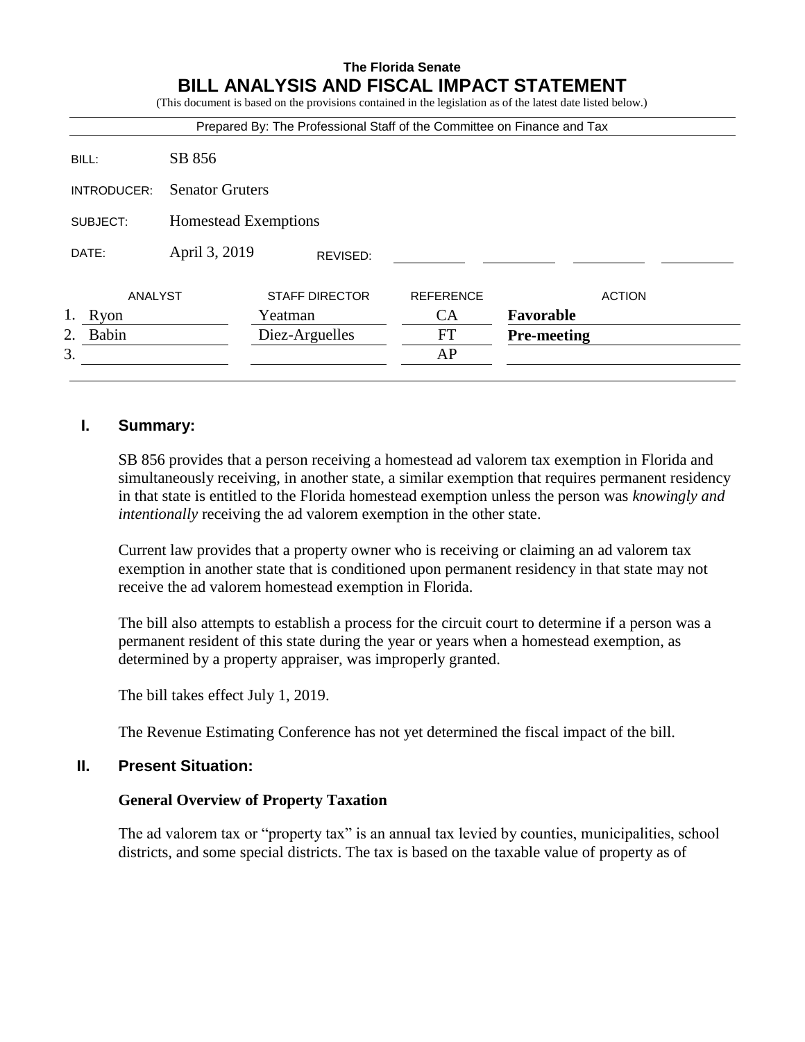**The Florida Senate**

# BILL ANALYSIS AND FISCAL IMPACT STATEMENT

(This document is based on the provisions contained in the legislation as of the latest date listed below.)

Prepared By: The Professional Staff of the Committee on Finance and Tax

| | |
|---|---|
| BILL: | SB 856 |
| INTRODUCER: | Senator Gruters |
| SUBJECT: | Homestead Exemptions |
| DATE: | April 3, 2019 REVISED: |

| | ANALYST | STAFF DIRECTOR | REFERENCE | ACTION |
|---|---|---|---|---|
| 1. | Ryon | Yeatman | CA | **Favorable** |
| 2. | Babin | Diez-Arguelles | FT | **Pre-meeting** |
| 3. | | | AP | |

## I. Summary:

SB 856 provides that a person receiving a homestead ad valorem tax exemption in Florida and simultaneously receiving, in another state, a similar exemption that requires permanent residency in that state is entitled to the Florida homestead exemption unless the person was *knowingly and intentionally* receiving the ad valorem exemption in the other state.

Current law provides that a property owner who is receiving or claiming an ad valorem tax exemption in another state that is conditioned upon permanent residency in that state may not receive the ad valorem homestead exemption in Florida.

The bill also attempts to establish a process for the circuit court to determine if a person was a permanent resident of this state during the year or years when a homestead exemption, as determined by a property appraiser, was improperly granted.

The bill takes effect July 1, 2019.

The Revenue Estimating Conference has not yet determined the fiscal impact of the bill.

## II. Present Situation:

### General Overview of Property Taxation

The ad valorem tax or "property tax" is an annual tax levied by counties, municipalities, school districts, and some special districts. The tax is based on the taxable value of property as of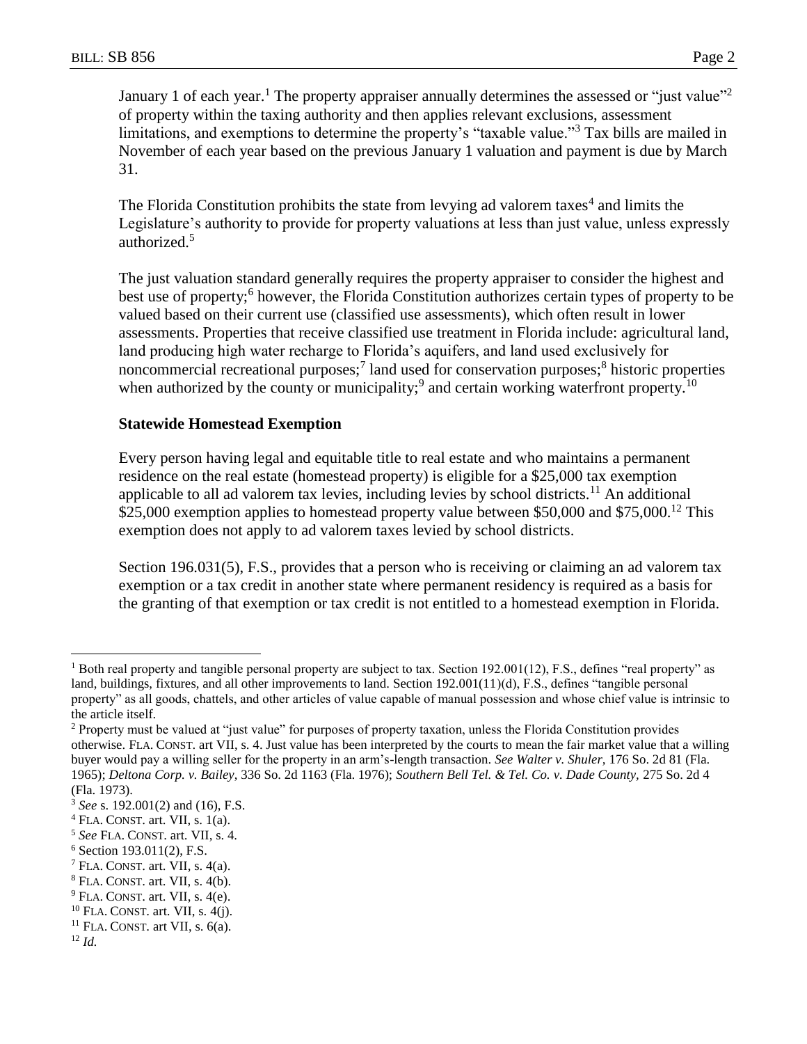January 1 of each year.[1] The property appraiser annually determines the assessed or "just value"[2] of property within the taxing authority and then applies relevant exclusions, assessment limitations, and exemptions to determine the property's "taxable value."[3] Tax bills are mailed in November of each year based on the previous January 1 valuation and payment is due by March 31.

The Florida Constitution prohibits the state from levying ad valorem taxes[4] and limits the Legislature's authority to provide for property valuations at less than just value, unless expressly authorized.[5]

The just valuation standard generally requires the property appraiser to consider the highest and best use of property;[6] however, the Florida Constitution authorizes certain types of property to be valued based on their current use (classified use assessments), which often result in lower assessments. Properties that receive classified use treatment in Florida include: agricultural land, land producing high water recharge to Florida's aquifers, and land used exclusively for noncommercial recreational purposes;[7] land used for conservation purposes;[8] historic properties when authorized by the county or municipality;[9] and certain working waterfront property.[10]

### Statewide Homestead Exemption

Every person having legal and equitable title to real estate and who maintains a permanent residence on the real estate (homestead property) is eligible for a $25,000 tax exemption applicable to all ad valorem tax levies, including levies by school districts.[11] An additional $25,000 exemption applies to homestead property value between $50,000 and $75,000.[12] This exemption does not apply to ad valorem taxes levied by school districts.

Section 196.031(5), F.S., provides that a person who is receiving or claiming an ad valorem tax exemption or a tax credit in another state where permanent residency is required as a basis for the granting of that exemption or tax credit is not entitled to a homestead exemption in Florida.

---

[1] Both real property and tangible personal property are subject to tax. Section 192.001(12), F.S., defines "real property" as land, buildings, fixtures, and all other improvements to land. Section 192.001(11)(d), F.S., defines "tangible personal property" as all goods, chattels, and other articles of value capable of manual possession and whose chief value is intrinsic to the article itself.

[2] Property must be valued at "just value" for purposes of property taxation, unless the Florida Constitution provides otherwise. FLA. CONST. art VII, s. 4. Just value has been interpreted by the courts to mean the fair market value that a willing buyer would pay a willing seller for the property in an arm's-length transaction. *See Walter v. Shuler*, 176 So. 2d 81 (Fla. 1965); *Deltona Corp. v. Bailey*, 336 So. 2d 1163 (Fla. 1976); *Southern Bell Tel. & Tel. Co. v. Dade County*, 275 So. 2d 4 (Fla. 1973).

[3] *See* s. 192.001(2) and (16), F.S.

[4] FLA. CONST. art. VII, s. 1(a).

[5] *See* FLA. CONST. art. VII, s. 4.

[6] Section 193.011(2), F.S.

[7] FLA. CONST. art. VII, s. 4(a).

[8] FLA. CONST. art. VII, s. 4(b).

[9] FLA. CONST. art. VII, s. 4(e).

[10] FLA. CONST. art. VII, s. 4(j).

[11] FLA. CONST. art VII, s. 6(a).

[12] *Id.*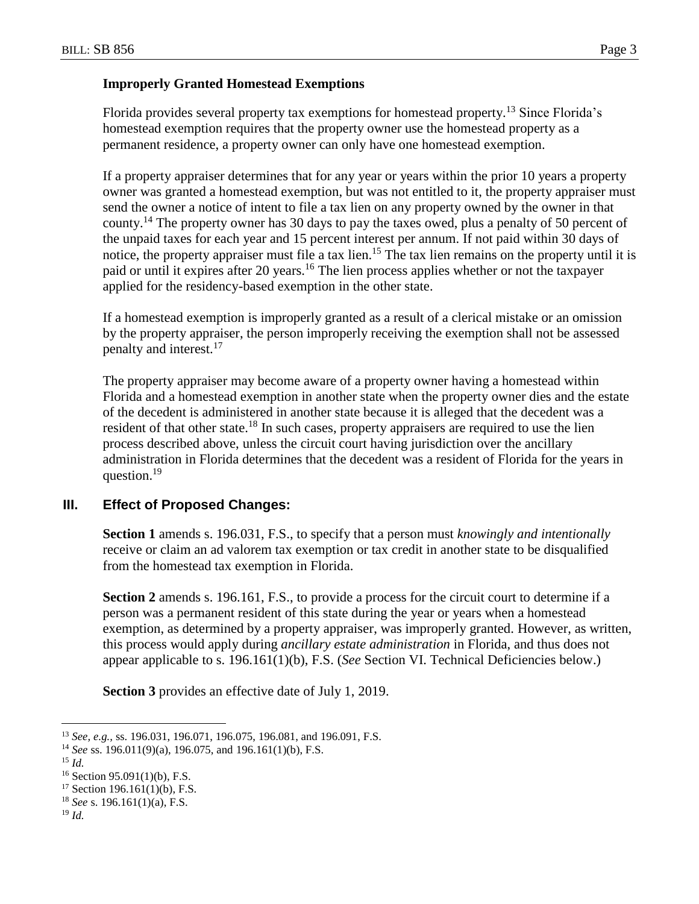**Improperly Granted Homestead Exemptions**

Florida provides several property tax exemptions for homestead property.[13] Since Florida's homestead exemption requires that the property owner use the homestead property as a permanent residence, a property owner can only have one homestead exemption.

If a property appraiser determines that for any year or years within the prior 10 years a property owner was granted a homestead exemption, but was not entitled to it, the property appraiser must send the owner a notice of intent to file a tax lien on any property owned by the owner in that county.[14] The property owner has 30 days to pay the taxes owed, plus a penalty of 50 percent of the unpaid taxes for each year and 15 percent interest per annum. If not paid within 30 days of notice, the property appraiser must file a tax lien.[15] The tax lien remains on the property until it is paid or until it expires after 20 years.[16] The lien process applies whether or not the taxpayer applied for the residency-based exemption in the other state.

If a homestead exemption is improperly granted as a result of a clerical mistake or an omission by the property appraiser, the person improperly receiving the exemption shall not be assessed penalty and interest.[17]

The property appraiser may become aware of a property owner having a homestead within Florida and a homestead exemption in another state when the property owner dies and the estate of the decedent is administered in another state because it is alleged that the decedent was a resident of that other state.[18] In such cases, property appraisers are required to use the lien process described above, unless the circuit court having jurisdiction over the ancillary administration in Florida determines that the decedent was a resident of Florida for the years in question.[19]

## III. Effect of Proposed Changes:

**Section 1** amends s. 196.031, F.S., to specify that a person must *knowingly and intentionally* receive or claim an ad valorem tax exemption or tax credit in another state to be disqualified from the homestead tax exemption in Florida.

**Section 2** amends s. 196.161, F.S., to provide a process for the circuit court to determine if a person was a permanent resident of this state during the year or years when a homestead exemption, as determined by a property appraiser, was improperly granted. However, as written, this process would apply during *ancillary estate administration* in Florida, and thus does not appear applicable to s. 196.161(1)(b), F.S. (*See* Section VI. Technical Deficiencies below.)

**Section 3** provides an effective date of July 1, 2019.

---

[13] *See, e.g.*, ss. 196.031, 196.071, 196.075, 196.081, and 196.091, F.S.

[14] *See* ss. 196.011(9)(a), 196.075, and 196.161(1)(b), F.S.

[15] *Id.*

[16] Section 95.091(1)(b), F.S.

[17] Section 196.161(1)(b), F.S.

[18] *See* s. 196.161(1)(a), F.S.

[19] *Id.*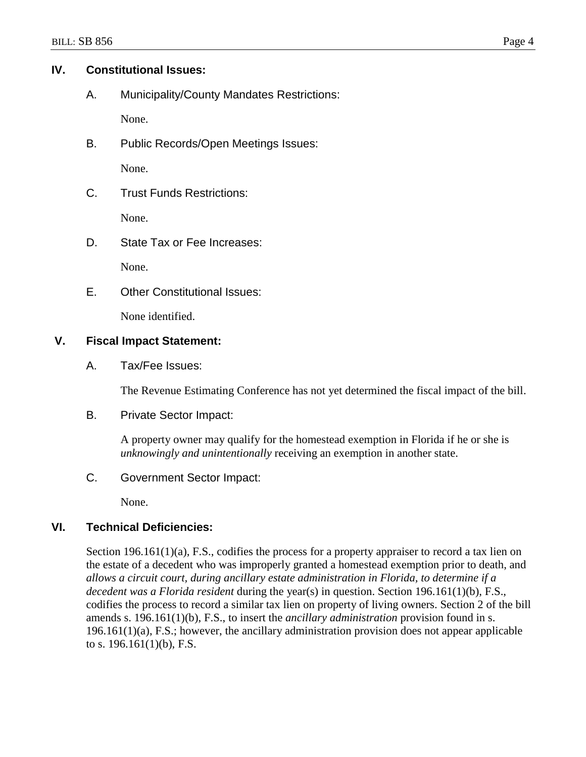## IV. Constitutional Issues:

### A. Municipality/County Mandates Restrictions:

None.

### B. Public Records/Open Meetings Issues:

None.

### C. Trust Funds Restrictions:

None.

### D. State Tax or Fee Increases:

None.

### E. Other Constitutional Issues:

None identified.

## V. Fiscal Impact Statement:

### A. Tax/Fee Issues:

The Revenue Estimating Conference has not yet determined the fiscal impact of the bill.

### B. Private Sector Impact:

A property owner may qualify for the homestead exemption in Florida if he or she is *unknowingly and unintentionally* receiving an exemption in another state.

### C. Government Sector Impact:

None.

## VI. Technical Deficiencies:

Section 196.161(1)(a), F.S., codifies the process for a property appraiser to record a tax lien on the estate of a decedent who was improperly granted a homestead exemption prior to death, and *allows a circuit court, during ancillary estate administration in Florida, to determine if a decedent was a Florida resident* during the year(s) in question. Section 196.161(1)(b), F.S., codifies the process to record a similar tax lien on property of living owners. Section 2 of the bill amends s. 196.161(1)(b), F.S., to insert the *ancillary administration* provision found in s. 196.161(1)(a), F.S.; however, the ancillary administration provision does not appear applicable to s. 196.161(1)(b), F.S.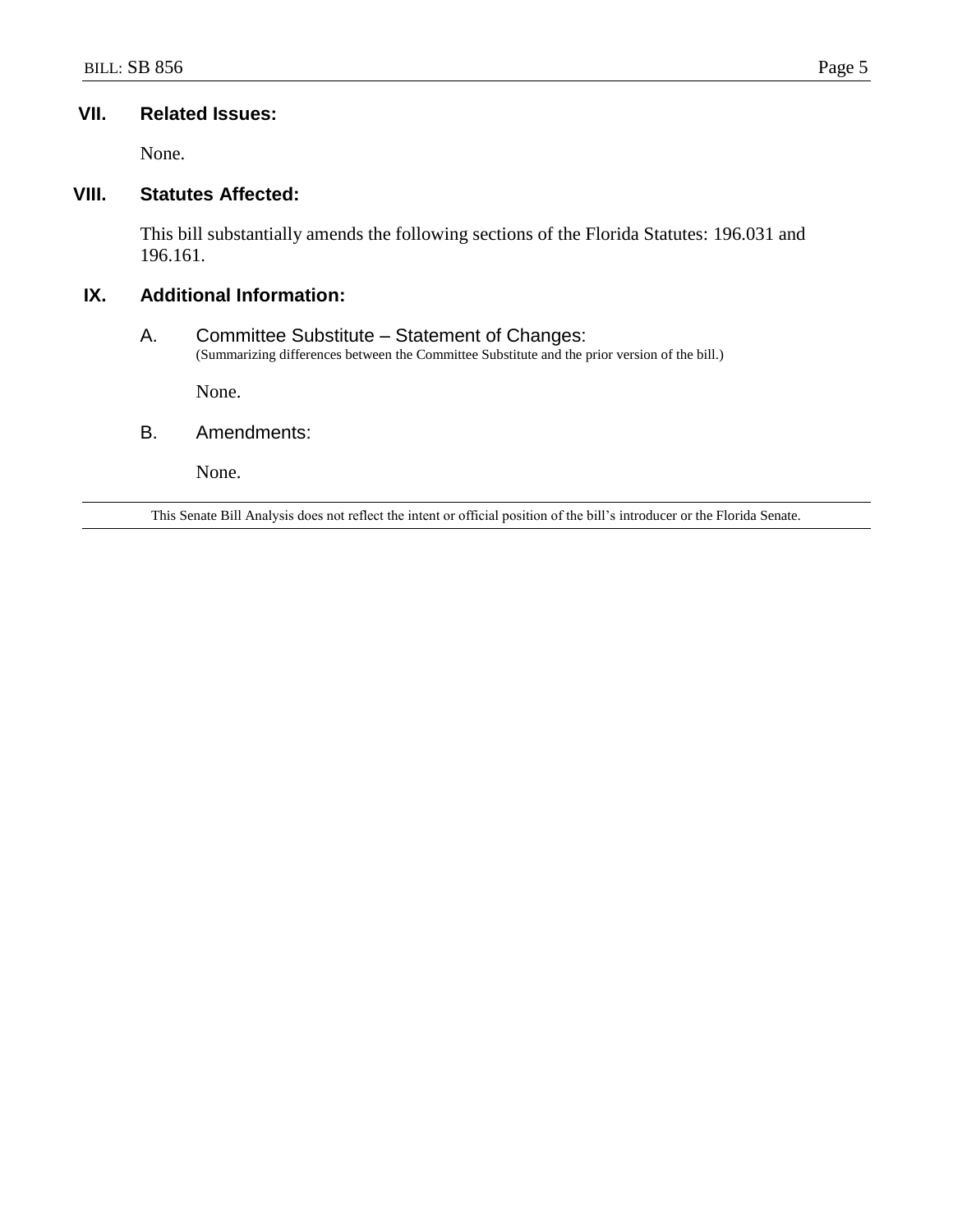## VII. Related Issues:

None.

## VIII. Statutes Affected:

This bill substantially amends the following sections of the Florida Statutes: 196.031 and 196.161.

## IX. Additional Information:

### A. Committee Substitute – Statement of Changes:

(Summarizing differences between the Committee Substitute and the prior version of the bill.)

None.

### B. Amendments:

None.

---

This Senate Bill Analysis does not reflect the intent or official position of the bill's introducer or the Florida Senate.

---